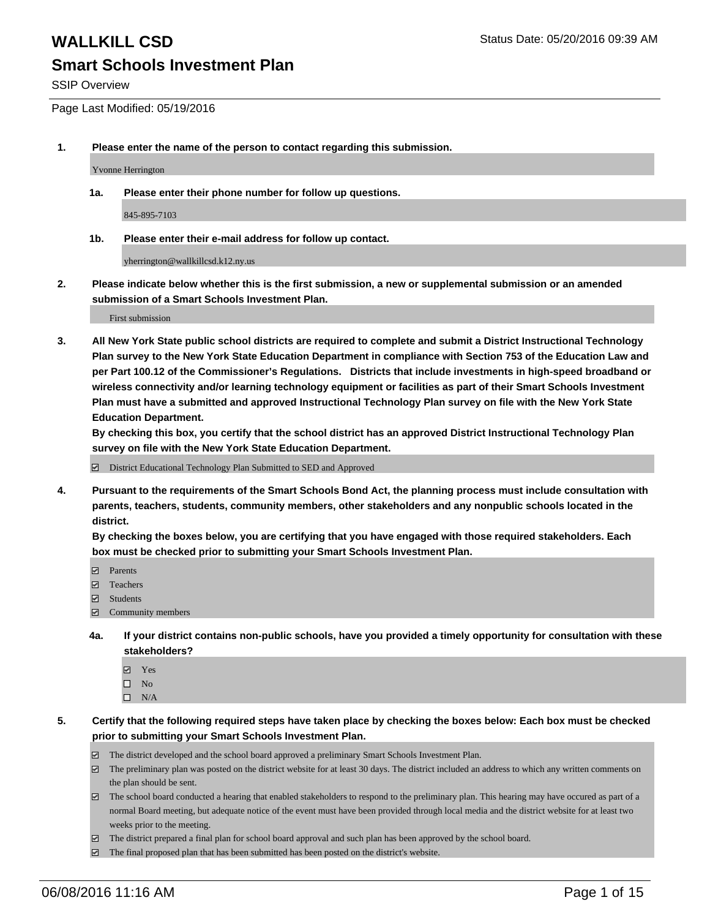# WALLKILL CSD

Status Date: 05/20/2016 09:39 AM

## Smart Schools Investment Plan

SSIP Overview

Page Last Modified: 05/19/2016

**1. Please enter the name of the person to contact regarding this submission.**

Yvonne Herrington

**1a. Please enter their phone number for follow up questions.**

845-895-7103

**1b. Please enter their e-mail address for follow up contact.**

yherrington@wallkillcsd.k12.ny.us

**2. Please indicate below whether this is the first submission, a new or supplemental submission or an amended submission of a Smart Schools Investment Plan.**

First submission

**3. All New York State public school districts are required to complete and submit a District Instructional Technology Plan survey to the New York State Education Department in compliance with Section 753 of the Education Law and per Part 100.12 of the Commissioner's Regulations. Districts that include investments in high-speed broadband or wireless connectivity and/or learning technology equipment or facilities as part of their Smart Schools Investment Plan must have a submitted and approved Instructional Technology Plan survey on file with the New York State Education Department.**

**By checking this box, you certify that the school district has an approved District Instructional Technology Plan survey on file with the New York State Education Department.**

- [x] District Educational Technology Plan Submitted to SED and Approved

**4. Pursuant to the requirements of the Smart Schools Bond Act, the planning process must include consultation with parents, teachers, students, community members, other stakeholders and any nonpublic schools located in the district.**

**By checking the boxes below, you are certifying that you have engaged with those required stakeholders. Each box must be checked prior to submitting your Smart Schools Investment Plan.**

- [x] Parents
- [x] Teachers
- [x] Students
- [x] Community members

**4a. If your district contains non-public schools, have you provided a timely opportunity for consultation with these stakeholders?**

- [x] Yes
- [ ] No
- [ ] N/A

**5. Certify that the following required steps have taken place by checking the boxes below: Each box must be checked prior to submitting your Smart Schools Investment Plan.**

- [x] The district developed and the school board approved a preliminary Smart Schools Investment Plan.
- [x] The preliminary plan was posted on the district website for at least 30 days. The district included an address to which any written comments on the plan should be sent.
- [x] The school board conducted a hearing that enabled stakeholders to respond to the preliminary plan. This hearing may have occured as part of a normal Board meeting, but adequate notice of the event must have been provided through local media and the district website for at least two weeks prior to the meeting.
- [x] The district prepared a final plan for school board approval and such plan has been approved by the school board.
- [x] The final proposed plan that has been submitted has been posted on the district's website.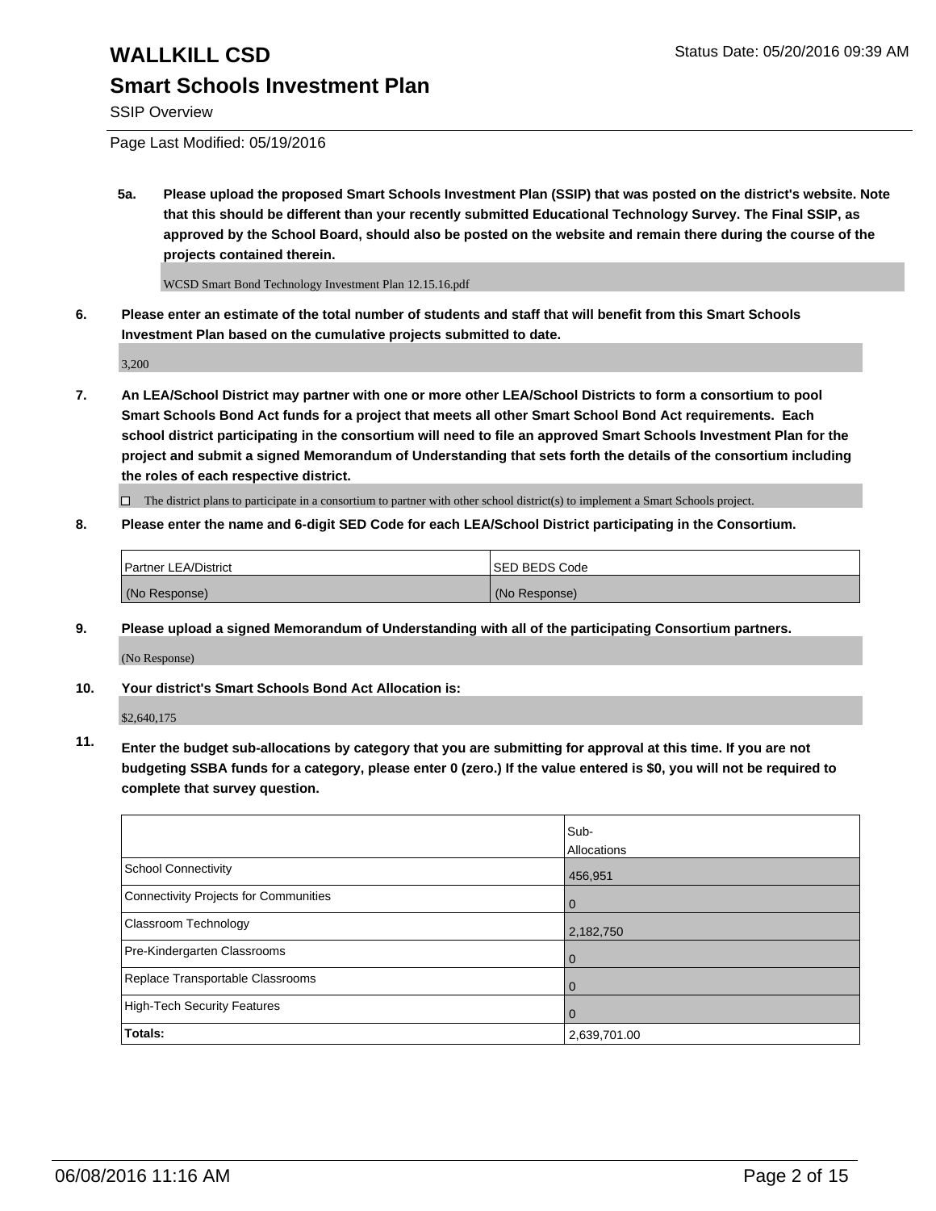# WALLKILL CSD

## Smart Schools Investment Plan

SSIP Overview

Page Last Modified: 05/19/2016

**5a. Please upload the proposed Smart Schools Investment Plan (SSIP) that was posted on the district's website. Note that this should be different than your recently submitted Educational Technology Survey. The Final SSIP, as approved by the School Board, should also be posted on the website and remain there during the course of the projects contained therein.**

WCSD Smart Bond Technology Investment Plan 12.15.16.pdf

**6. Please enter an estimate of the total number of students and staff that will benefit from this Smart Schools Investment Plan based on the cumulative projects submitted to date.**

3,200

**7. An LEA/School District may partner with one or more other LEA/School Districts to form a consortium to pool Smart Schools Bond Act funds for a project that meets all other Smart School Bond Act requirements. Each school district participating in the consortium will need to file an approved Smart Schools Investment Plan for the project and submit a signed Memorandum of Understanding that sets forth the details of the consortium including the roles of each respective district.**

☐ The district plans to participate in a consortium to partner with other school district(s) to implement a Smart Schools project.

**8. Please enter the name and 6-digit SED Code for each LEA/School District participating in the Consortium.**

| Partner LEA/District | SED BEDS Code |
|---|---|
| (No Response) | (No Response) |

**9. Please upload a signed Memorandum of Understanding with all of the participating Consortium partners.**

(No Response)

**10. Your district's Smart Schools Bond Act Allocation is:**

$2,640,175

**11. Enter the budget sub-allocations by category that you are submitting for approval at this time. If you are not budgeting SSBA funds for a category, please enter 0 (zero.) If the value entered is $0, you will not be required to complete that survey question.**

| | Sub-Allocations |
|---|---|
| School Connectivity | 456,951 |
| Connectivity Projects for Communities | 0 |
| Classroom Technology | 2,182,750 |
| Pre-Kindergarten Classrooms | 0 |
| Replace Transportable Classrooms | 0 |
| High-Tech Security Features | 0 |
| **Totals:** | 2,639,701.00 |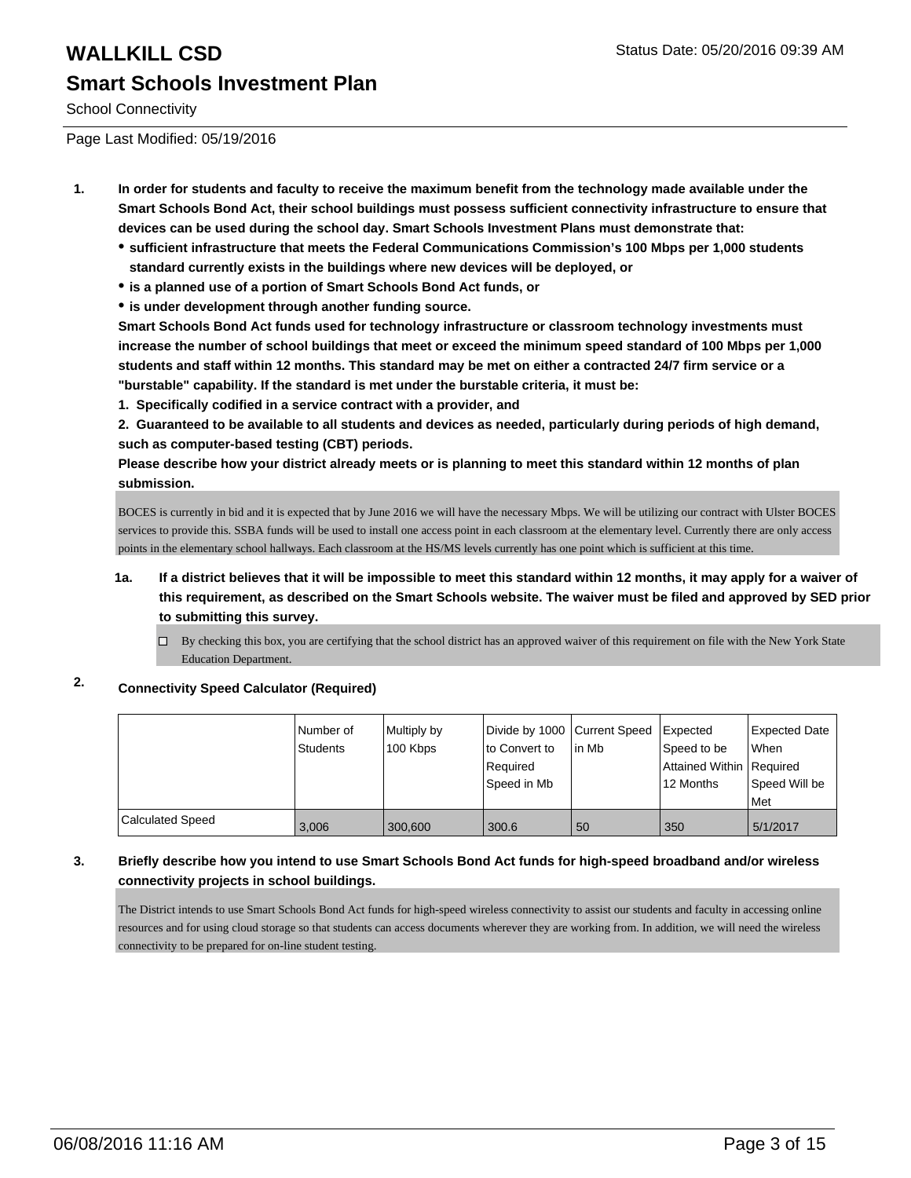# WALLKILL CSD

Status Date: 05/20/2016 09:39 AM

## Smart Schools Investment Plan

School Connectivity

Page Last Modified: 05/19/2016

**1. In order for students and faculty to receive the maximum benefit from the technology made available under the Smart Schools Bond Act, their school buildings must possess sufficient connectivity infrastructure to ensure that devices can be used during the school day. Smart Schools Investment Plans must demonstrate that:**

- **sufficient infrastructure that meets the Federal Communications Commission's 100 Mbps per 1,000 students standard currently exists in the buildings where new devices will be deployed, or**
- **is a planned use of a portion of Smart Schools Bond Act funds, or**
- **is under development through another funding source.**

**Smart Schools Bond Act funds used for technology infrastructure or classroom technology investments must increase the number of school buildings that meet or exceed the minimum speed standard of 100 Mbps per 1,000 students and staff within 12 months. This standard may be met on either a contracted 24/7 firm service or a "burstable" capability. If the standard is met under the burstable criteria, it must be:**

**1. Specifically codified in a service contract with a provider, and**

**2. Guaranteed to be available to all students and devices as needed, particularly during periods of high demand, such as computer-based testing (CBT) periods.**

**Please describe how your district already meets or is planning to meet this standard within 12 months of plan submission.**

BOCES is currently in bid and it is expected that by June 2016 we will have the necessary Mbps. We will be utilizing our contract with Ulster BOCES services to provide this. SSBA funds will be used to install one access point in each classroom at the elementary level. Currently there are only access points in the elementary school hallways. Each classroom at the HS/MS levels currently has one point which is sufficient at this time.

**1a. If a district believes that it will be impossible to meet this standard within 12 months, it may apply for a waiver of this requirement, as described on the Smart Schools website. The waiver must be filed and approved by SED prior to submitting this survey.**

☐ By checking this box, you are certifying that the school district has an approved waiver of this requirement on file with the New York State Education Department.

**2. Connectivity Speed Calculator (Required)**

| | Number of Students | Multiply by 100 Kbps | Divide by 1000 to Convert to Required Speed in Mb | Current Speed in Mb | Expected Speed to be Attained Within 12 Months | Expected Date When Required Speed Will be Met |
|---|---|---|---|---|---|---|
| Calculated Speed | 3,006 | 300,600 | 300.6 | 50 | 350 | 5/1/2017 |

**3. Briefly describe how you intend to use Smart Schools Bond Act funds for high-speed broadband and/or wireless connectivity projects in school buildings.**

The District intends to use Smart Schools Bond Act funds for high-speed wireless connectivity to assist our students and faculty in accessing online resources and for using cloud storage so that students can access documents wherever they are working from. In addition, we will need the wireless connectivity to be prepared for on-line student testing.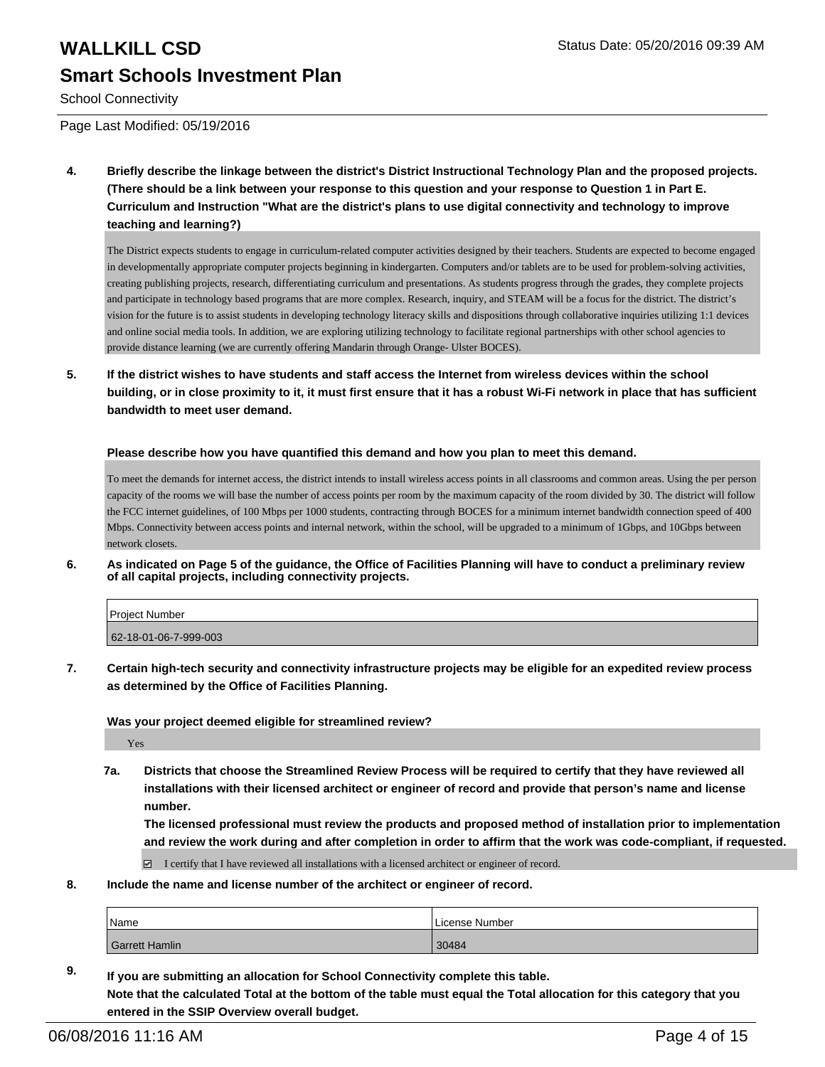4. **Briefly describe the linkage between the district's District Instructional Technology Plan and the proposed projects. (There should be a link between your response to this question and your response to Question 1 in Part E. Curriculum and Instruction "What are the district's plans to use digital connectivity and technology to improve teaching and learning?)**

The District expects students to engage in curriculum-related computer activities designed by their teachers. Students are expected to become engaged in developmentally appropriate computer projects beginning in kindergarten. Computers and/or tablets are to be used for problem-solving activities, creating publishing projects, research, differentiating curriculum and presentations. As students progress through the grades, they complete projects and participate in technology based programs that are more complex. Research, inquiry, and STEAM will be a focus for the district. The district's vision for the future is to assist students in developing technology literacy skills and dispositions through collaborative inquiries utilizing 1:1 devices and online social media tools. In addition, we are exploring utilizing technology to facilitate regional partnerships with other school agencies to provide distance learning (we are currently offering Mandarin through Orange- Ulster BOCES).

5. **If the district wishes to have students and staff access the Internet from wireless devices within the school building, or in close proximity to it, it must first ensure that it has a robust Wi-Fi network in place that has sufficient bandwidth to meet user demand.**

**Please describe how you have quantified this demand and how you plan to meet this demand.**

To meet the demands for internet access, the district intends to install wireless access points in all classrooms and common areas. Using the per person capacity of the rooms we will base the number of access points per room by the maximum capacity of the room divided by 30. The district will follow the FCC internet guidelines, of 100 Mbps per 1000 students, contracting through BOCES for a minimum internet bandwidth connection speed of 400 Mbps. Connectivity between access points and internal network, within the school, will be upgraded to a minimum of 1Gbps, and 10Gbps between network closets.

6. **As indicated on Page 5 of the guidance, the Office of Facilities Planning will have to conduct a preliminary review of all capital projects, including connectivity projects.**

| Project Number |
| --- |
| 62-18-01-06-7-999-003 |

7. **Certain high-tech security and connectivity infrastructure projects may be eligible for an expedited review process as determined by the Office of Facilities Planning.**

**Was your project deemed eligible for streamlined review?**

Yes

7a. **Districts that choose the Streamlined Review Process will be required to certify that they have reviewed all installations with their licensed architect or engineer of record and provide that person's name and license number.**
**The licensed professional must review the products and proposed method of installation prior to implementation and review the work during and after completion in order to affirm that the work was code-compliant, if requested.**

☑ I certify that I have reviewed all installations with a licensed architect or engineer of record.

8. **Include the name and license number of the architect or engineer of record.**

| Name | License Number |
| --- | --- |
| Garrett Hamlin | 30484 |

9. **If you are submitting an allocation for School Connectivity complete this table.**
**Note that the calculated Total at the bottom of the table must equal the Total allocation for this category that you entered in the SSIP Overview overall budget.**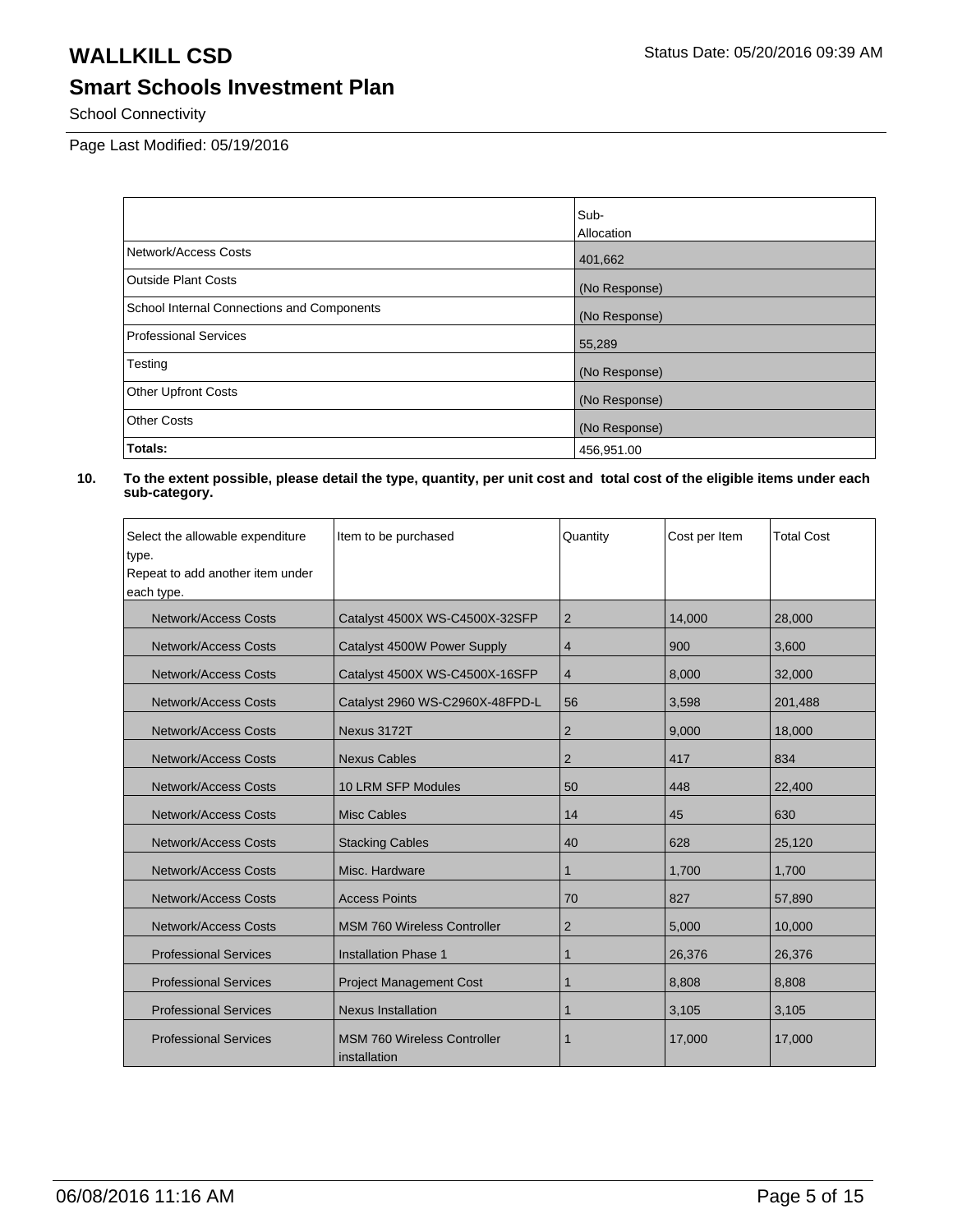**WALLKILL CSD**

**Smart Schools Investment Plan**

School Connectivity

Page Last Modified: 05/19/2016

Status Date: 05/20/2016 09:39 AM

| | Sub-Allocation |
|---|---|
| Network/Access Costs | 401,662 |
| Outside Plant Costs | (No Response) |
| School Internal Connections and Components | (No Response) |
| Professional Services | 55,289 |
| Testing | (No Response) |
| Other Upfront Costs | (No Response) |
| Other Costs | (No Response) |
| **Totals:** | 456,951.00 |

**10. To the extent possible, please detail the type, quantity, per unit cost and total cost of the eligible items under each sub-category.**

| Select the allowable expenditure type. Repeat to add another item under each type. | Item to be purchased | Quantity | Cost per Item | Total Cost |
|---|---|---|---|---|
| Network/Access Costs | Catalyst 4500X WS-C4500X-32SFP | 2 | 14,000 | 28,000 |
| Network/Access Costs | Catalyst 4500W Power Supply | 4 | 900 | 3,600 |
| Network/Access Costs | Catalyst 4500X WS-C4500X-16SFP | 4 | 8,000 | 32,000 |
| Network/Access Costs | Catalyst 2960 WS-C2960X-48FPD-L | 56 | 3,598 | 201,488 |
| Network/Access Costs | Nexus 3172T | 2 | 9,000 | 18,000 |
| Network/Access Costs | Nexus Cables | 2 | 417 | 834 |
| Network/Access Costs | 10 LRM SFP Modules | 50 | 448 | 22,400 |
| Network/Access Costs | Misc Cables | 14 | 45 | 630 |
| Network/Access Costs | Stacking Cables | 40 | 628 | 25,120 |
| Network/Access Costs | Misc. Hardware | 1 | 1,700 | 1,700 |
| Network/Access Costs | Access Points | 70 | 827 | 57,890 |
| Network/Access Costs | MSM 760 Wireless Controller | 2 | 5,000 | 10,000 |
| Professional Services | Installation Phase 1 | 1 | 26,376 | 26,376 |
| Professional Services | Project Management Cost | 1 | 8,808 | 8,808 |
| Professional Services | Nexus Installation | 1 | 3,105 | 3,105 |
| Professional Services | MSM 760 Wireless Controller installation | 1 | 17,000 | 17,000 |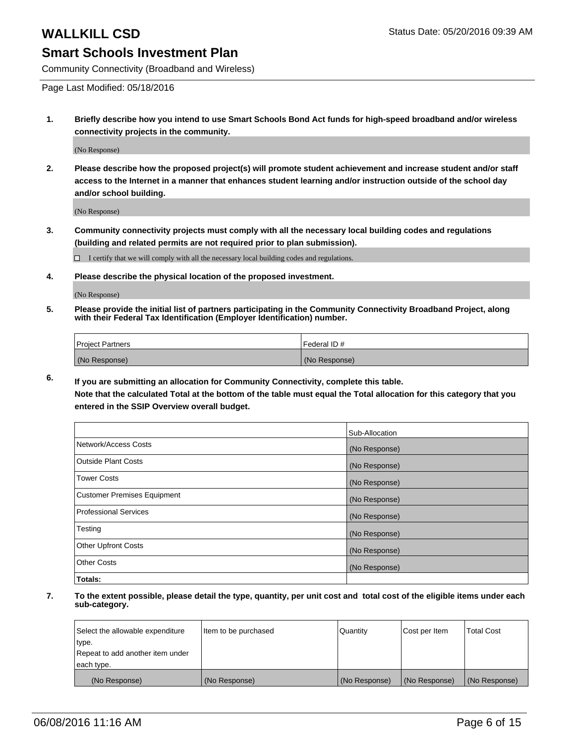# WALLKILL CSD

Status Date: 05/20/2016 09:39 AM

## Smart Schools Investment Plan

Community Connectivity (Broadband and Wireless)

Page Last Modified: 05/18/2016

**1. Briefly describe how you intend to use Smart Schools Bond Act funds for high-speed broadband and/or wireless connectivity projects in the community.**

(No Response)

**2. Please describe how the proposed project(s) will promote student achievement and increase student and/or staff access to the Internet in a manner that enhances student learning and/or instruction outside of the school day and/or school building.**

(No Response)

**3. Community connectivity projects must comply with all the necessary local building codes and regulations (building and related permits are not required prior to plan submission).**

☐ I certify that we will comply with all the necessary local building codes and regulations.

**4. Please describe the physical location of the proposed investment.**

(No Response)

**5. Please provide the initial list of partners participating in the Community Connectivity Broadband Project, along with their Federal Tax Identification (Employer Identification) number.**

| Project Partners | Federal ID # |
|---|---|
| (No Response) | (No Response) |

**6. If you are submitting an allocation for Community Connectivity, complete this table. Note that the calculated Total at the bottom of the table must equal the Total allocation for this category that you entered in the SSIP Overview overall budget.**

| | Sub-Allocation |
|---|---|
| Network/Access Costs | (No Response) |
| Outside Plant Costs | (No Response) |
| Tower Costs | (No Response) |
| Customer Premises Equipment | (No Response) |
| Professional Services | (No Response) |
| Testing | (No Response) |
| Other Upfront Costs | (No Response) |
| Other Costs | (No Response) |
| **Totals:** | |

**7. To the extent possible, please detail the type, quantity, per unit cost and total cost of the eligible items under each sub-category.**

| Select the allowable expenditure type. Repeat to add another item under each type. | Item to be purchased | Quantity | Cost per Item | Total Cost |
|---|---|---|---|---|
| (No Response) | (No Response) | (No Response) | (No Response) | (No Response) |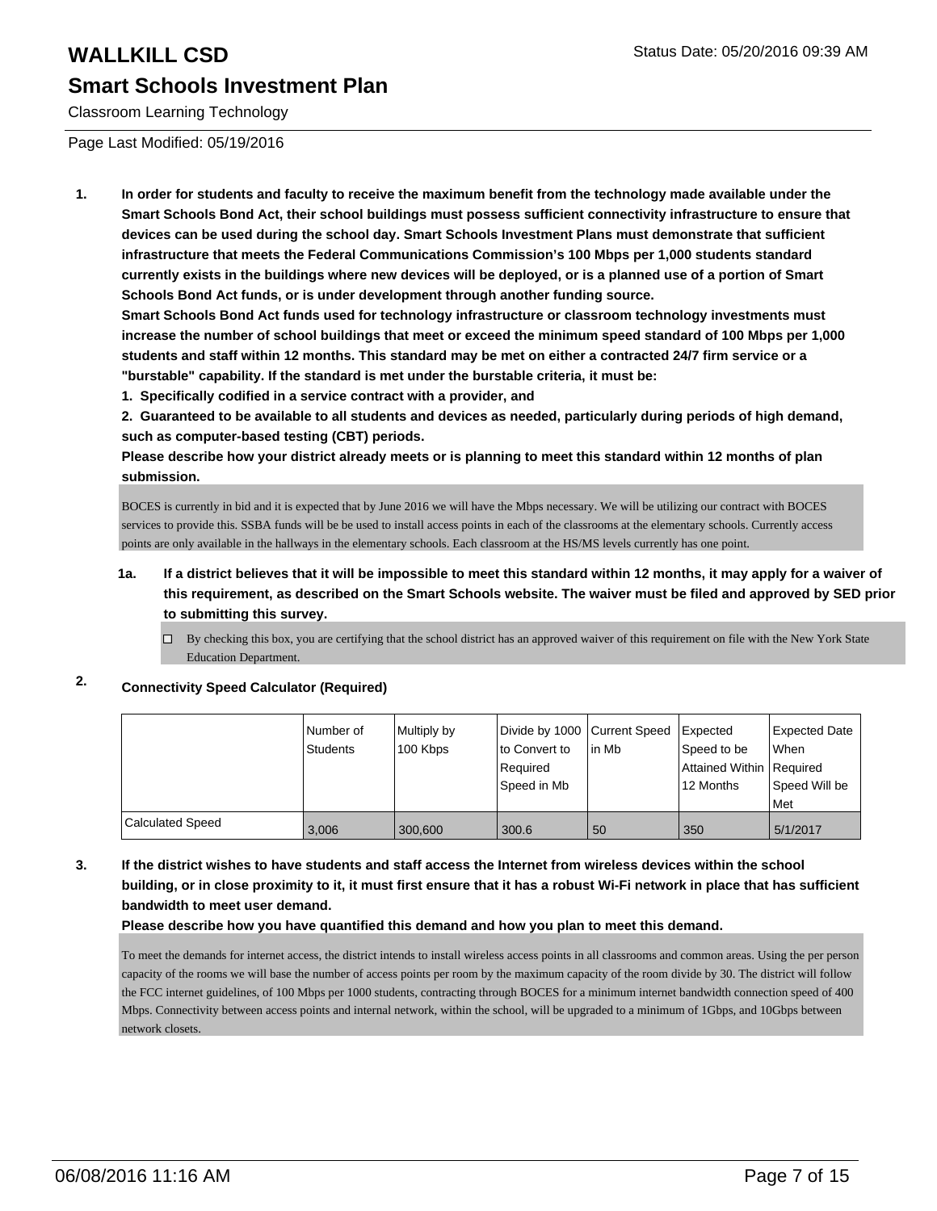# WALLKILL CSD

Status Date: 05/20/2016 09:39 AM

## Smart Schools Investment Plan

Classroom Learning Technology

Page Last Modified: 05/19/2016

**1. In order for students and faculty to receive the maximum benefit from the technology made available under the Smart Schools Bond Act, their school buildings must possess sufficient connectivity infrastructure to ensure that devices can be used during the school day. Smart Schools Investment Plans must demonstrate that sufficient infrastructure that meets the Federal Communications Commission's 100 Mbps per 1,000 students standard currently exists in the buildings where new devices will be deployed, or is a planned use of a portion of Smart Schools Bond Act funds, or is under development through another funding source.**

**Smart Schools Bond Act funds used for technology infrastructure or classroom technology investments must increase the number of school buildings that meet or exceed the minimum speed standard of 100 Mbps per 1,000 students and staff within 12 months. This standard may be met on either a contracted 24/7 firm service or a "burstable" capability. If the standard is met under the burstable criteria, it must be:**

**1. Specifically codified in a service contract with a provider, and**

**2. Guaranteed to be available to all students and devices as needed, particularly during periods of high demand, such as computer-based testing (CBT) periods.**

**Please describe how your district already meets or is planning to meet this standard within 12 months of plan submission.**

BOCES is currently in bid and it is expected that by June 2016 we will have the Mbps necessary. We will be utilizing our contract with BOCES services to provide this. SSBA funds will be be used to install access points in each of the classrooms at the elementary schools. Currently access points are only available in the hallways in the elementary schools. Each classroom at the HS/MS levels currently has one point.

**1a. If a district believes that it will be impossible to meet this standard within 12 months, it may apply for a waiver of this requirement, as described on the Smart Schools website. The waiver must be filed and approved by SED prior to submitting this survey.**

☐ By checking this box, you are certifying that the school district has an approved waiver of this requirement on file with the New York State Education Department.

**2. Connectivity Speed Calculator (Required)**

| | Number of Students | Multiply by 100 Kbps | Divide by 1000 to Convert to Required Speed in Mb | Current Speed in Mb | Expected Speed to be Attained Within 12 Months | Expected Date When Required Speed Will be Met |
|---|---|---|---|---|---|---|
| Calculated Speed | 3,006 | 300,600 | 300.6 | 50 | 350 | 5/1/2017 |

**3. If the district wishes to have students and staff access the Internet from wireless devices within the school building, or in close proximity to it, it must first ensure that it has a robust Wi-Fi network in place that has sufficient bandwidth to meet user demand.**

**Please describe how you have quantified this demand and how you plan to meet this demand.**

To meet the demands for internet access, the district intends to install wireless access points in all classrooms and common areas. Using the per person capacity of the rooms we will base the number of access points per room by the maximum capacity of the room divide by 30. The district will follow the FCC internet guidelines, of 100 Mbps per 1000 students, contracting through BOCES for a minimum internet bandwidth connection speed of 400 Mbps. Connectivity between access points and internal network, within the school, will be upgraded to a minimum of 1Gbps, and 10Gbps between network closets.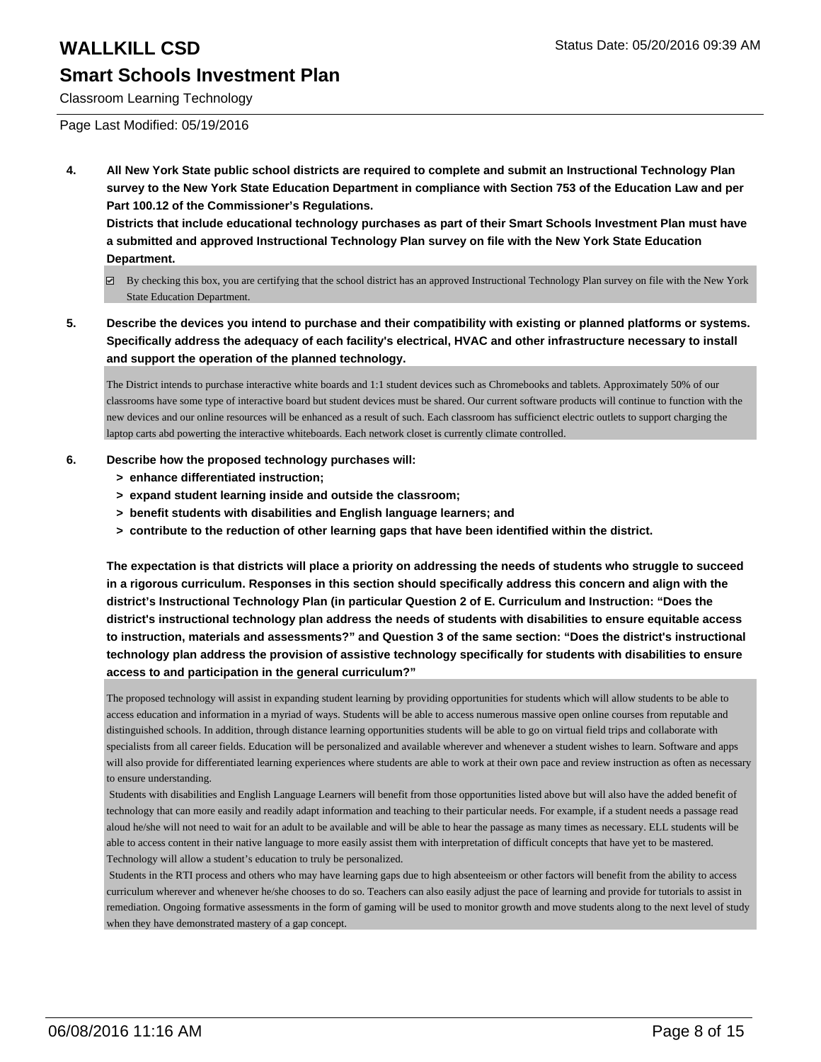# WALLKILL CSD

## Smart Schools Investment Plan

Classroom Learning Technology

Status Date: 05/20/2016 09:39 AM

Page Last Modified: 05/19/2016

**4. All New York State public school districts are required to complete and submit an Instructional Technology Plan survey to the New York State Education Department in compliance with Section 753 of the Education Law and per Part 100.12 of the Commissioner's Regulations.**
**Districts that include educational technology purchases as part of their Smart Schools Investment Plan must have a submitted and approved Instructional Technology Plan survey on file with the New York State Education Department.**

☑ By checking this box, you are certifying that the school district has an approved Instructional Technology Plan survey on file with the New York State Education Department.

**5. Describe the devices you intend to purchase and their compatibility with existing or planned platforms or systems. Specifically address the adequacy of each facility's electrical, HVAC and other infrastructure necessary to install and support the operation of the planned technology.**

The District intends to purchase interactive white boards and 1:1 student devices such as Chromebooks and tablets. Approximately 50% of our classrooms have some type of interactive board but student devices must be shared. Our current software products will continue to function with the new devices and our online resources will be enhanced as a result of such. Each classroom has sufficienct electric outlets to support charging the laptop carts abd powerting the interactive whiteboards. Each network closet is currently climate controlled.

**6. Describe how the proposed technology purchases will:**
- **> enhance differentiated instruction;**
- **> expand student learning inside and outside the classroom;**
- **> benefit students with disabilities and English language learners; and**
- **> contribute to the reduction of other learning gaps that have been identified within the district.**

**The expectation is that districts will place a priority on addressing the needs of students who struggle to succeed in a rigorous curriculum. Responses in this section should specifically address this concern and align with the district's Instructional Technology Plan (in particular Question 2 of E. Curriculum and Instruction: "Does the district's instructional technology plan address the needs of students with disabilities to ensure equitable access to instruction, materials and assessments?" and Question 3 of the same section: "Does the district's instructional technology plan address the provision of assistive technology specifically for students with disabilities to ensure access to and participation in the general curriculum?"**

The proposed technology will assist in expanding student learning by providing opportunities for students which will allow students to be able to access education and information in a myriad of ways. Students will be able to access numerous massive open online courses from reputable and distinguished schools. In addition, through distance learning opportunities students will be able to go on virtual field trips and collaborate with specialists from all career fields. Education will be personalized and available wherever and whenever a student wishes to learn. Software and apps will also provide for differentiated learning experiences where students are able to work at their own pace and review instruction as often as necessary to ensure understanding.

Students with disabilities and English Language Learners will benefit from those opportunities listed above but will also have the added benefit of technology that can more easily and readily adapt information and teaching to their particular needs. For example, if a student needs a passage read aloud he/she will not need to wait for an adult to be available and will be able to hear the passage as many times as necessary. ELL students will be able to access content in their native language to more easily assist them with interpretation of difficult concepts that have yet to be mastered. Technology will allow a student's education to truly be personalized.

Students in the RTI process and others who may have learning gaps due to high absenteeism or other factors will benefit from the ability to access curriculum wherever and whenever he/she chooses to do so. Teachers can also easily adjust the pace of learning and provide for tutorials to assist in remediation. Ongoing formative assessments in the form of gaming will be used to monitor growth and move students along to the next level of study when they have demonstrated mastery of a gap concept.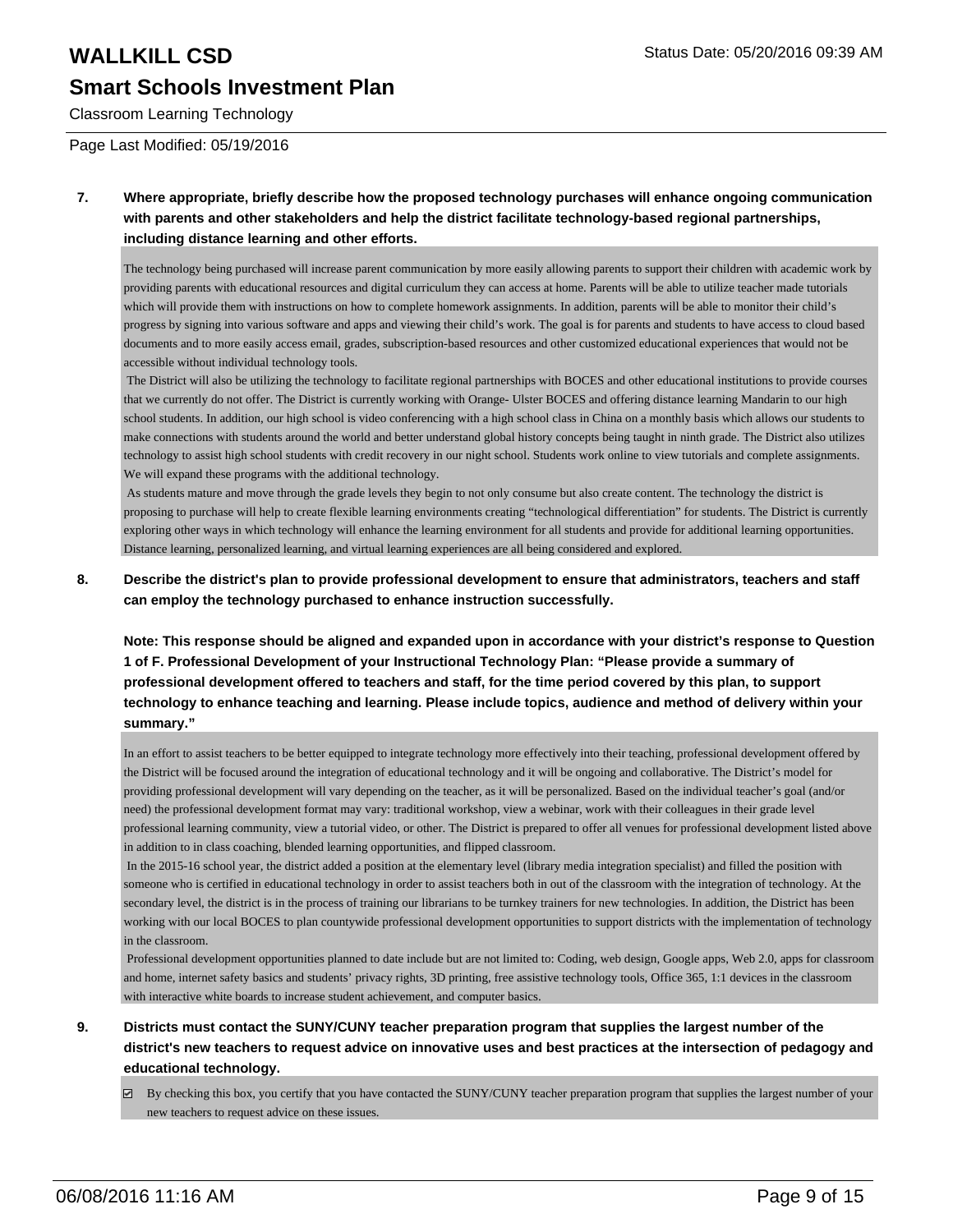**7. Where appropriate, briefly describe how the proposed technology purchases will enhance ongoing communication with parents and other stakeholders and help the district facilitate technology-based regional partnerships, including distance learning and other efforts.**

The technology being purchased will increase parent communication by more easily allowing parents to support their children with academic work by providing parents with educational resources and digital curriculum they can access at home. Parents will be able to utilize teacher made tutorials which will provide them with instructions on how to complete homework assignments. In addition, parents will be able to monitor their child's progress by signing into various software and apps and viewing their child's work. The goal is for parents and students to have access to cloud based documents and to more easily access email, grades, subscription-based resources and other customized educational experiences that would not be accessible without individual technology tools.

The District will also be utilizing the technology to facilitate regional partnerships with BOCES and other educational institutions to provide courses that we currently do not offer. The District is currently working with Orange- Ulster BOCES and offering distance learning Mandarin to our high school students. In addition, our high school is video conferencing with a high school class in China on a monthly basis which allows our students to make connections with students around the world and better understand global history concepts being taught in ninth grade. The District also utilizes technology to assist high school students with credit recovery in our night school. Students work online to view tutorials and complete assignments. We will expand these programs with the additional technology.

As students mature and move through the grade levels they begin to not only consume but also create content. The technology the district is proposing to purchase will help to create flexible learning environments creating "technological differentiation" for students. The District is currently exploring other ways in which technology will enhance the learning environment for all students and provide for additional learning opportunities. Distance learning, personalized learning, and virtual learning experiences are all being considered and explored.

**8. Describe the district's plan to provide professional development to ensure that administrators, teachers and staff can employ the technology purchased to enhance instruction successfully.**

**Note: This response should be aligned and expanded upon in accordance with your district's response to Question 1 of F. Professional Development of your Instructional Technology Plan: "Please provide a summary of professional development offered to teachers and staff, for the time period covered by this plan, to support technology to enhance teaching and learning. Please include topics, audience and method of delivery within your summary."**

In an effort to assist teachers to be better equipped to integrate technology more effectively into their teaching, professional development offered by the District will be focused around the integration of educational technology and it will be ongoing and collaborative. The District's model for providing professional development will vary depending on the teacher, as it will be personalized. Based on the individual teacher's goal (and/or need) the professional development format may vary: traditional workshop, view a webinar, work with their colleagues in their grade level professional learning community, view a tutorial video, or other. The District is prepared to offer all venues for professional development listed above in addition to in class coaching, blended learning opportunities, and flipped classroom.

In the 2015-16 school year, the district added a position at the elementary level (library media integration specialist) and filled the position with someone who is certified in educational technology in order to assist teachers both in out of the classroom with the integration of technology. At the secondary level, the district is in the process of training our librarians to be turnkey trainers for new technologies. In addition, the District has been working with our local BOCES to plan countywide professional development opportunities to support districts with the implementation of technology in the classroom.

Professional development opportunities planned to date include but are not limited to: Coding, web design, Google apps, Web 2.0, apps for classroom and home, internet safety basics and students' privacy rights, 3D printing, free assistive technology tools, Office 365, 1:1 devices in the classroom with interactive white boards to increase student achievement, and computer basics.

**9. Districts must contact the SUNY/CUNY teacher preparation program that supplies the largest number of the district's new teachers to request advice on innovative uses and best practices at the intersection of pedagogy and educational technology.**

☑ By checking this box, you certify that you have contacted the SUNY/CUNY teacher preparation program that supplies the largest number of your new teachers to request advice on these issues.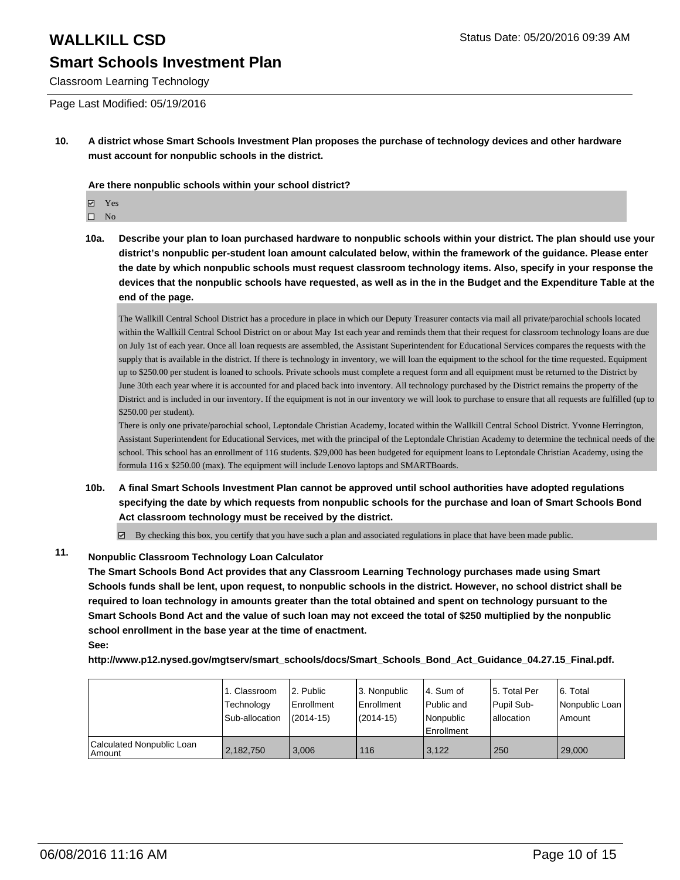# WALLKILL CSD

## Smart Schools Investment Plan

Classroom Learning Technology

Status Date: 05/20/2016 09:39 AM

Page Last Modified: 05/19/2016

**10. A district whose Smart Schools Investment Plan proposes the purchase of technology devices and other hardware must account for nonpublic schools in the district.**

**Are there nonpublic schools within your school district?**

- ☑ Yes
- ☐ No

**10a. Describe your plan to loan purchased hardware to nonpublic schools within your district. The plan should use your district's nonpublic per-student loan amount calculated below, within the framework of the guidance. Please enter the date by which nonpublic schools must request classroom technology items. Also, specify in your response the devices that the nonpublic schools have requested, as well as in the in the Budget and the Expenditure Table at the end of the page.**

The Wallkill Central School District has a procedure in place in which our Deputy Treasurer contacts via mail all private/parochial schools located within the Wallkill Central School District on or about May 1st each year and reminds them that their request for classroom technology loans are due on July 1st of each year. Once all loan requests are assembled, the Assistant Superintendent for Educational Services compares the requests with the supply that is available in the district. If there is technology in inventory, we will loan the equipment to the school for the time requested. Equipment up to $250.00 per student is loaned to schools. Private schools must complete a request form and all equipment must be returned to the District by June 30th each year where it is accounted for and placed back into inventory. All technology purchased by the District remains the property of the District and is included in our inventory. If the equipment is not in our inventory we will look to purchase to ensure that all requests are fulfilled (up to $250.00 per student).

There is only one private/parochial school, Leptondale Christian Academy, located within the Wallkill Central School District. Yvonne Herrington, Assistant Superintendent for Educational Services, met with the principal of the Leptondale Christian Academy to determine the technical needs of the school. This school has an enrollment of 116 students. $29,000 has been budgeted for equipment loans to Leptondale Christian Academy, using the formula 116 x $250.00 (max). The equipment will include Lenovo laptops and SMARTBoards.

**10b. A final Smart Schools Investment Plan cannot be approved until school authorities have adopted regulations specifying the date by which requests from nonpublic schools for the purchase and loan of Smart Schools Bond Act classroom technology must be received by the district.**

☑ By checking this box, you certify that you have such a plan and associated regulations in place that have been made public.

**11. Nonpublic Classroom Technology Loan Calculator**

**The Smart Schools Bond Act provides that any Classroom Learning Technology purchases made using Smart Schools funds shall be lent, upon request, to nonpublic schools in the district. However, no school district shall be required to loan technology in amounts greater than the total obtained and spent on technology pursuant to the Smart Schools Bond Act and the value of such loan may not exceed the total of $250 multiplied by the nonpublic school enrollment in the base year at the time of enactment.**

**See:**

**http://www.p12.nysed.gov/mgtserv/smart_schools/docs/Smart_Schools_Bond_Act_Guidance_04.27.15_Final.pdf.**

| | 1. Classroom Technology Sub-allocation | 2. Public Enrollment (2014-15) | 3. Nonpublic Enrollment (2014-15) | 4. Sum of Public and Nonpublic Enrollment | 5. Total Per Pupil Sub-allocation | 6. Total Nonpublic Loan Amount |
|---|---|---|---|---|---|---|
| Calculated Nonpublic Loan Amount | 2,182,750 | 3,006 | 116 | 3,122 | 250 | 29,000 |

06/08/2016 11:16 AM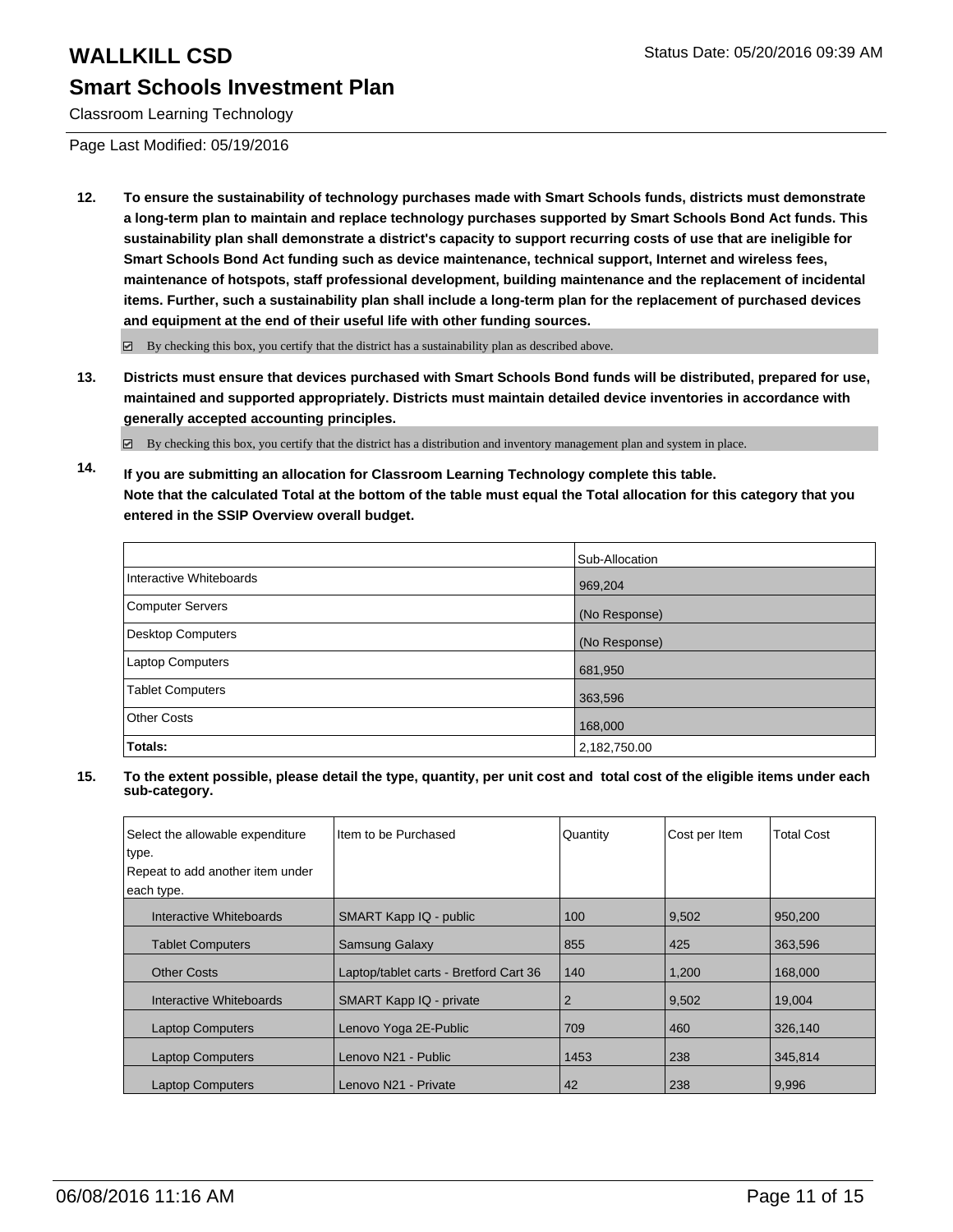# WALLKILL CSD

## Smart Schools Investment Plan

Classroom Learning Technology

Status Date: 05/20/2016 09:39 AM

Page Last Modified: 05/19/2016

**12. To ensure the sustainability of technology purchases made with Smart Schools funds, districts must demonstrate a long-term plan to maintain and replace technology purchases supported by Smart Schools Bond Act funds. This sustainability plan shall demonstrate a district's capacity to support recurring costs of use that are ineligible for Smart Schools Bond Act funding such as device maintenance, technical support, Internet and wireless fees, maintenance of hotspots, staff professional development, building maintenance and the replacement of incidental items. Further, such a sustainability plan shall include a long-term plan for the replacement of purchased devices and equipment at the end of their useful life with other funding sources.**

☑ By checking this box, you certify that the district has a sustainability plan as described above.

**13. Districts must ensure that devices purchased with Smart Schools Bond funds will be distributed, prepared for use, maintained and supported appropriately. Districts must maintain detailed device inventories in accordance with generally accepted accounting principles.**

☑ By checking this box, you certify that the district has a distribution and inventory management plan and system in place.

**14. If you are submitting an allocation for Classroom Learning Technology complete this table. Note that the calculated Total at the bottom of the table must equal the Total allocation for this category that you entered in the SSIP Overview overall budget.**

| | Sub-Allocation |
|---|---|
| Interactive Whiteboards | 969,204 |
| Computer Servers | (No Response) |
| Desktop Computers | (No Response) |
| Laptop Computers | 681,950 |
| Tablet Computers | 363,596 |
| Other Costs | 168,000 |
| **Totals:** | 2,182,750.00 |

**15. To the extent possible, please detail the type, quantity, per unit cost and total cost of the eligible items under each sub-category.**

| Select the allowable expenditure type. Repeat to add another item under each type. | Item to be Purchased | Quantity | Cost per Item | Total Cost |
|---|---|---|---|---|
| Interactive Whiteboards | SMART Kapp IQ - public | 100 | 9,502 | 950,200 |
| Tablet Computers | Samsung Galaxy | 855 | 425 | 363,596 |
| Other Costs | Laptop/tablet carts - Bretford Cart 36 | 140 | 1,200 | 168,000 |
| Interactive Whiteboards | SMART Kapp IQ - private | 2 | 9,502 | 19,004 |
| Laptop Computers | Lenovo Yoga 2E-Public | 709 | 460 | 326,140 |
| Laptop Computers | Lenovo N21 - Public | 1453 | 238 | 345,814 |
| Laptop Computers | Lenovo N21 - Private | 42 | 238 | 9,996 |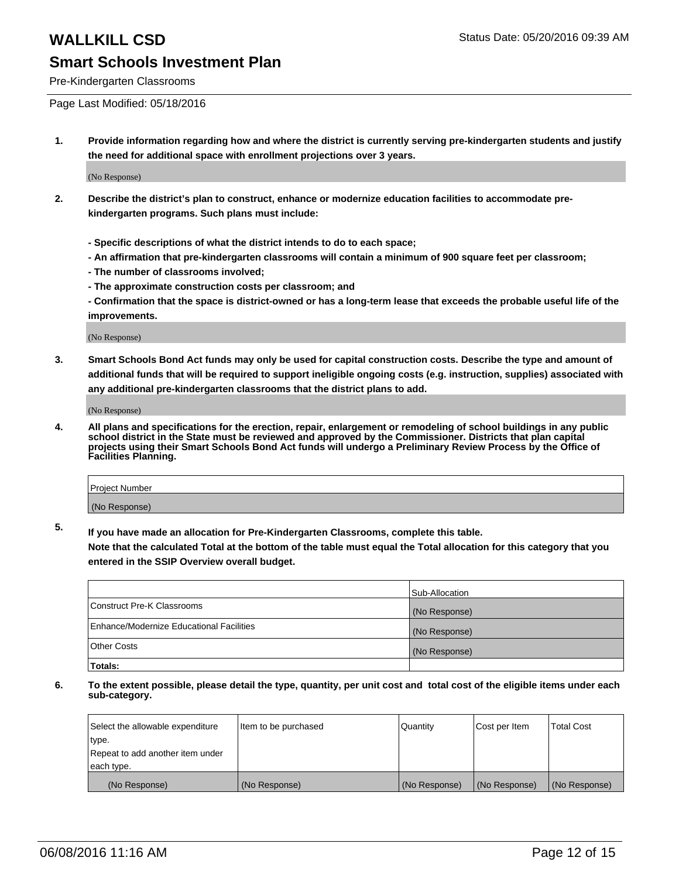# WALLKILL CSD

Status Date: 05/20/2016 09:39 AM

## Smart Schools Investment Plan

Pre-Kindergarten Classrooms

Page Last Modified: 05/18/2016

**1. Provide information regarding how and where the district is currently serving pre-kindergarten students and justify the need for additional space with enrollment projections over 3 years.**

(No Response)

**2. Describe the district's plan to construct, enhance or modernize education facilities to accommodate pre-kindergarten programs. Such plans must include:**

**- Specific descriptions of what the district intends to do to each space;**
**- An affirmation that pre-kindergarten classrooms will contain a minimum of 900 square feet per classroom;**
**- The number of classrooms involved;**
**- The approximate construction costs per classroom; and**
**- Confirmation that the space is district-owned or has a long-term lease that exceeds the probable useful life of the improvements.**

(No Response)

**3. Smart Schools Bond Act funds may only be used for capital construction costs. Describe the type and amount of additional funds that will be required to support ineligible ongoing costs (e.g. instruction, supplies) associated with any additional pre-kindergarten classrooms that the district plans to add.**

(No Response)

**4. All plans and specifications for the erection, repair, enlargement or remodeling of school buildings in any public school district in the State must be reviewed and approved by the Commissioner. Districts that plan capital projects using their Smart Schools Bond Act funds will undergo a Preliminary Review Process by the Office of Facilities Planning.**

| Project Number |
| --- |
| (No Response) |

**5. If you have made an allocation for Pre-Kindergarten Classrooms, complete this table.**
**Note that the calculated Total at the bottom of the table must equal the Total allocation for this category that you entered in the SSIP Overview overall budget.**

| | Sub-Allocation |
| --- | --- |
| Construct Pre-K Classrooms | (No Response) |
| Enhance/Modernize Educational Facilities | (No Response) |
| Other Costs | (No Response) |
| **Totals:** | |

**6. To the extent possible, please detail the type, quantity, per unit cost and total cost of the eligible items under each sub-category.**

| Select the allowable expenditure type. Repeat to add another item under each type. | Item to be purchased | Quantity | Cost per Item | Total Cost |
| --- | --- | --- | --- | --- |
| (No Response) | (No Response) | (No Response) | (No Response) | (No Response) |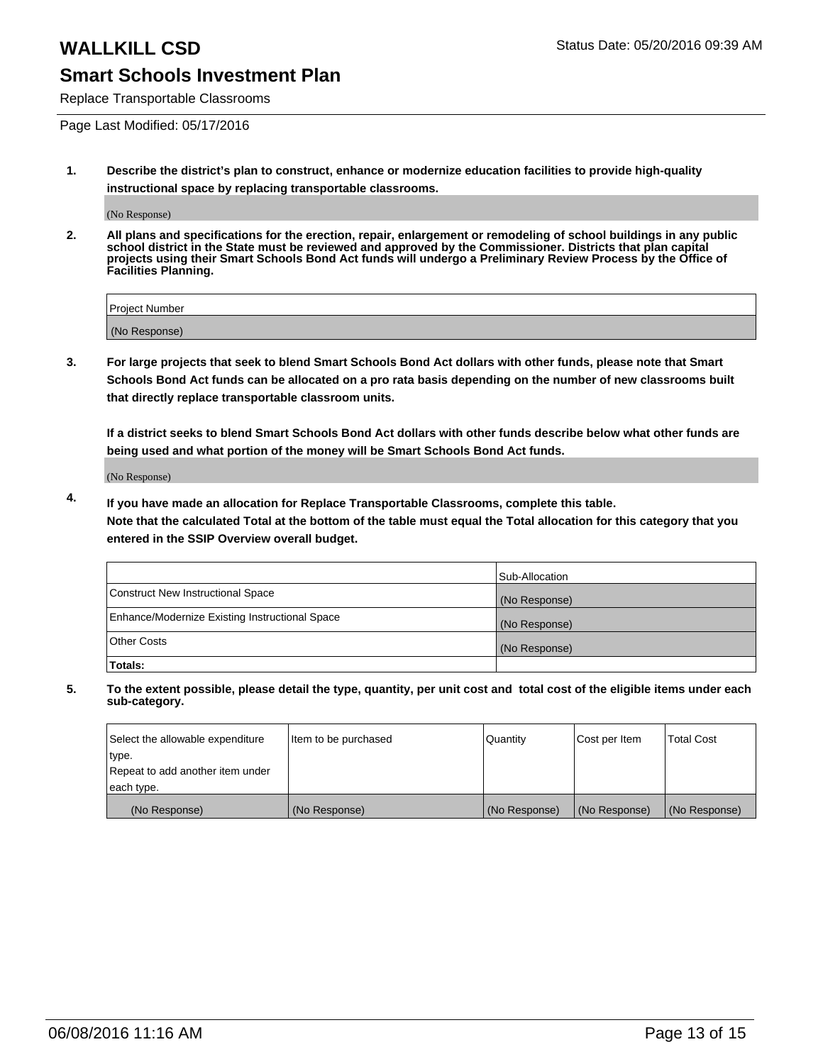# WALLKILL CSD

Status Date: 05/20/2016 09:39 AM

## Smart Schools Investment Plan

Replace Transportable Classrooms

Page Last Modified: 05/17/2016

1. **Describe the district's plan to construct, enhance or modernize education facilities to provide high-quality instructional space by replacing transportable classrooms.**

   (No Response)

2. **All plans and specifications for the erection, repair, enlargement or remodeling of school buildings in any public school district in the State must be reviewed and approved by the Commissioner. Districts that plan capital projects using their Smart Schools Bond Act funds will undergo a Preliminary Review Process by the Office of Facilities Planning.**

| Project Number |
|---|
| (No Response) |

3. **For large projects that seek to blend Smart Schools Bond Act dollars with other funds, please note that Smart Schools Bond Act funds can be allocated on a pro rata basis depending on the number of new classrooms built that directly replace transportable classroom units.**

   **If a district seeks to blend Smart Schools Bond Act dollars with other funds describe below what other funds are being used and what portion of the money will be Smart Schools Bond Act funds.**

   (No Response)

4. **If you have made an allocation for Replace Transportable Classrooms, complete this table.**
   **Note that the calculated Total at the bottom of the table must equal the Total allocation for this category that you entered in the SSIP Overview overall budget.**

| | Sub-Allocation |
|---|---|
| Construct New Instructional Space | (No Response) |
| Enhance/Modernize Existing Instructional Space | (No Response) |
| Other Costs | (No Response) |
| **Totals:** | |

5. **To the extent possible, please detail the type, quantity, per unit cost and total cost of the eligible items under each sub-category.**

| Select the allowable expenditure type. Repeat to add another item under each type. | Item to be purchased | Quantity | Cost per Item | Total Cost |
|---|---|---|---|---|
| (No Response) | (No Response) | (No Response) | (No Response) | (No Response) |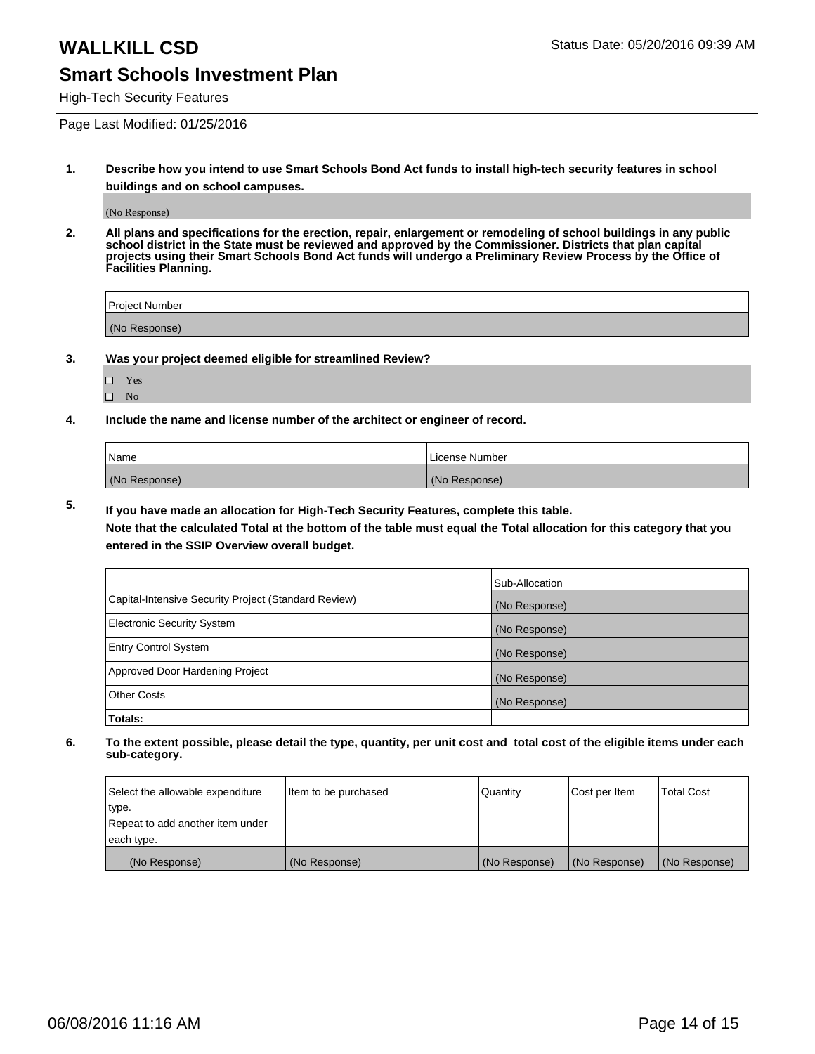# WALLKILL CSD

Status Date: 05/20/2016 09:39 AM

## Smart Schools Investment Plan

High-Tech Security Features

Page Last Modified: 01/25/2016

**1. Describe how you intend to use Smart Schools Bond Act funds to install high-tech security features in school buildings and on school campuses.**

(No Response)

**2. All plans and specifications for the erection, repair, enlargement or remodeling of school buildings in any public school district in the State must be reviewed and approved by the Commissioner. Districts that plan capital projects using their Smart Schools Bond Act funds will undergo a Preliminary Review Process by the Office of Facilities Planning.**

| Project Number |
| --- |
| (No Response) |

**3. Was your project deemed eligible for streamlined Review?**

- ☐ Yes
- ☐ No

**4. Include the name and license number of the architect or engineer of record.**

| Name | License Number |
| --- | --- |
| (No Response) | (No Response) |

**5. If you have made an allocation for High-Tech Security Features, complete this table.**
**Note that the calculated Total at the bottom of the table must equal the Total allocation for this category that you entered in the SSIP Overview overall budget.**

| | Sub-Allocation |
| --- | --- |
| Capital-Intensive Security Project (Standard Review) | (No Response) |
| Electronic Security System | (No Response) |
| Entry Control System | (No Response) |
| Approved Door Hardening Project | (No Response) |
| Other Costs | (No Response) |
| **Totals:** | |

**6. To the extent possible, please detail the type, quantity, per unit cost and total cost of the eligible items under each sub-category.**

| Select the allowable expenditure type. Repeat to add another item under each type. | Item to be purchased | Quantity | Cost per Item | Total Cost |
| --- | --- | --- | --- | --- |
| (No Response) | (No Response) | (No Response) | (No Response) | (No Response) |